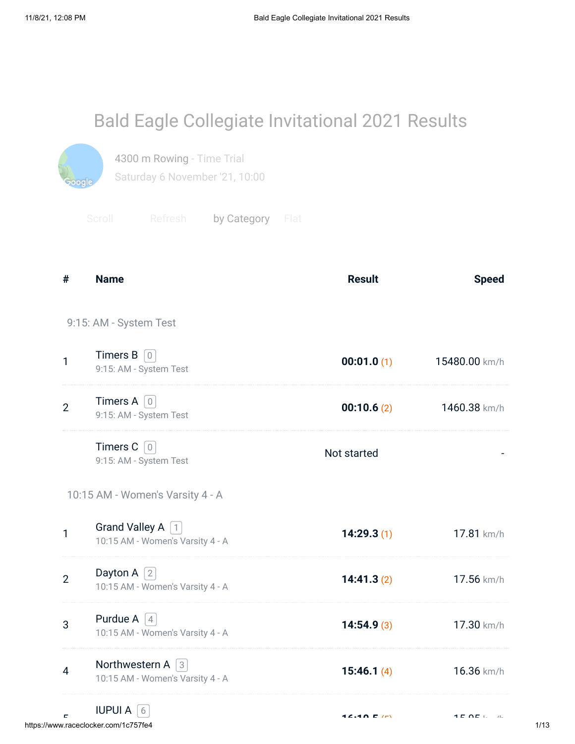# Bald Eagle Collegiate Invitational 2021 Results

4300 m Rowing - Time Trial

Saturday 6 November '21, 10:00

Scroll Refresh by Category Flat

| # | Name | Result | Speed |
|---|---|---|---|
| | **9:15: AM - System Test** | | |
| 1 | Timers B [0] 9:15: AM - System Test | **00:01.0** (1) | 15480.00 km/h |
| 2 | Timers A [0] 9:15: AM - System Test | **00:10.6** (2) | 1460.38 km/h |
| | Timers C [0] 9:15: AM - System Test | Not started | - |
| | **10:15 AM - Women's Varsity 4 - A** | | |
| 1 | Grand Valley A [1] 10:15 AM - Women's Varsity 4 - A | **14:29.3** (1) | 17.81 km/h |
| 2 | Dayton A [2] 10:15 AM - Women's Varsity 4 - A | **14:41.3** (2) | 17.56 km/h |
| 3 | Purdue A [4] 10:15 AM - Women's Varsity 4 - A | **14:54.9** (3) | 17.30 km/h |
| 4 | Northwestern A [3] 10:15 AM - Women's Varsity 4 - A | **15:46.1** (4) | 16.36 km/h |
| 5 | IUPUI A [6] | | |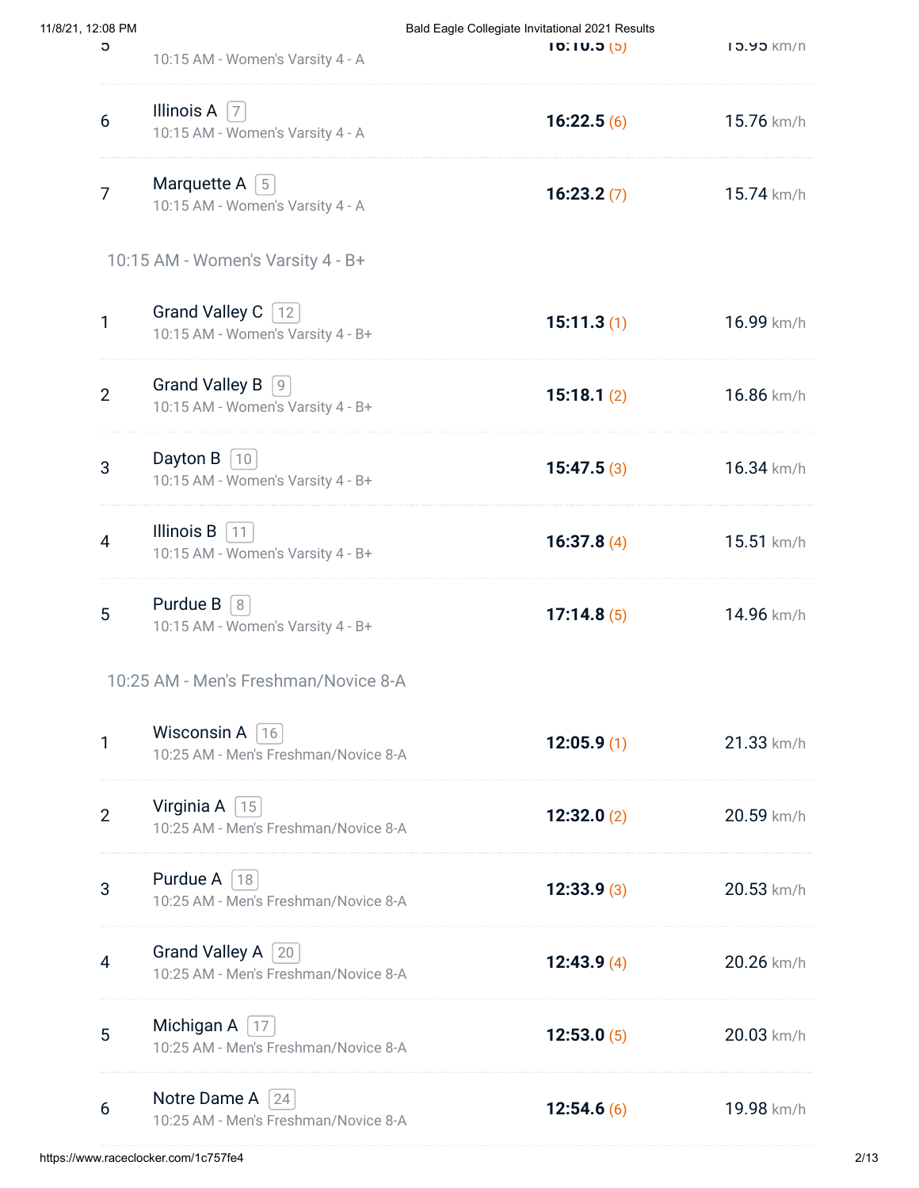| | | | |
|---|---|---|---|
| 5 | 10:15 AM - Women's Varsity 4 - A | **16:10.5** (5) | 15.95 km/h |
| 6 | Illinois A [7]<br>10:15 AM - Women's Varsity 4 - A | **16:22.5** (6) | 15.76 km/h |
| 7 | Marquette A [5]<br>10:15 AM - Women's Varsity 4 - A | **16:23.2** (7) | 15.74 km/h |

## 10:15 AM - Women's Varsity 4 - B+

| | | | |
|---|---|---|---|
| 1 | Grand Valley C [12]<br>10:15 AM - Women's Varsity 4 - B+ | **15:11.3** (1) | 16.99 km/h |
| 2 | Grand Valley B [9]<br>10:15 AM - Women's Varsity 4 - B+ | **15:18.1** (2) | 16.86 km/h |
| 3 | Dayton B [10]<br>10:15 AM - Women's Varsity 4 - B+ | **15:47.5** (3) | 16.34 km/h |
| 4 | Illinois B [11]<br>10:15 AM - Women's Varsity 4 - B+ | **16:37.8** (4) | 15.51 km/h |
| 5 | Purdue B [8]<br>10:15 AM - Women's Varsity 4 - B+ | **17:14.8** (5) | 14.96 km/h |

## 10:25 AM - Men's Freshman/Novice 8-A

| | | | |
|---|---|---|---|
| 1 | Wisconsin A [16]<br>10:25 AM - Men's Freshman/Novice 8-A | **12:05.9** (1) | 21.33 km/h |
| 2 | Virginia A [15]<br>10:25 AM - Men's Freshman/Novice 8-A | **12:32.0** (2) | 20.59 km/h |
| 3 | Purdue A [18]<br>10:25 AM - Men's Freshman/Novice 8-A | **12:33.9** (3) | 20.53 km/h |
| 4 | Grand Valley A [20]<br>10:25 AM - Men's Freshman/Novice 8-A | **12:43.9** (4) | 20.26 km/h |
| 5 | Michigan A [17]<br>10:25 AM - Men's Freshman/Novice 8-A | **12:53.0** (5) | 20.03 km/h |
| 6 | Notre Dame A [24]<br>10:25 AM - Men's Freshman/Novice 8-A | **12:54.6** (6) | 19.98 km/h |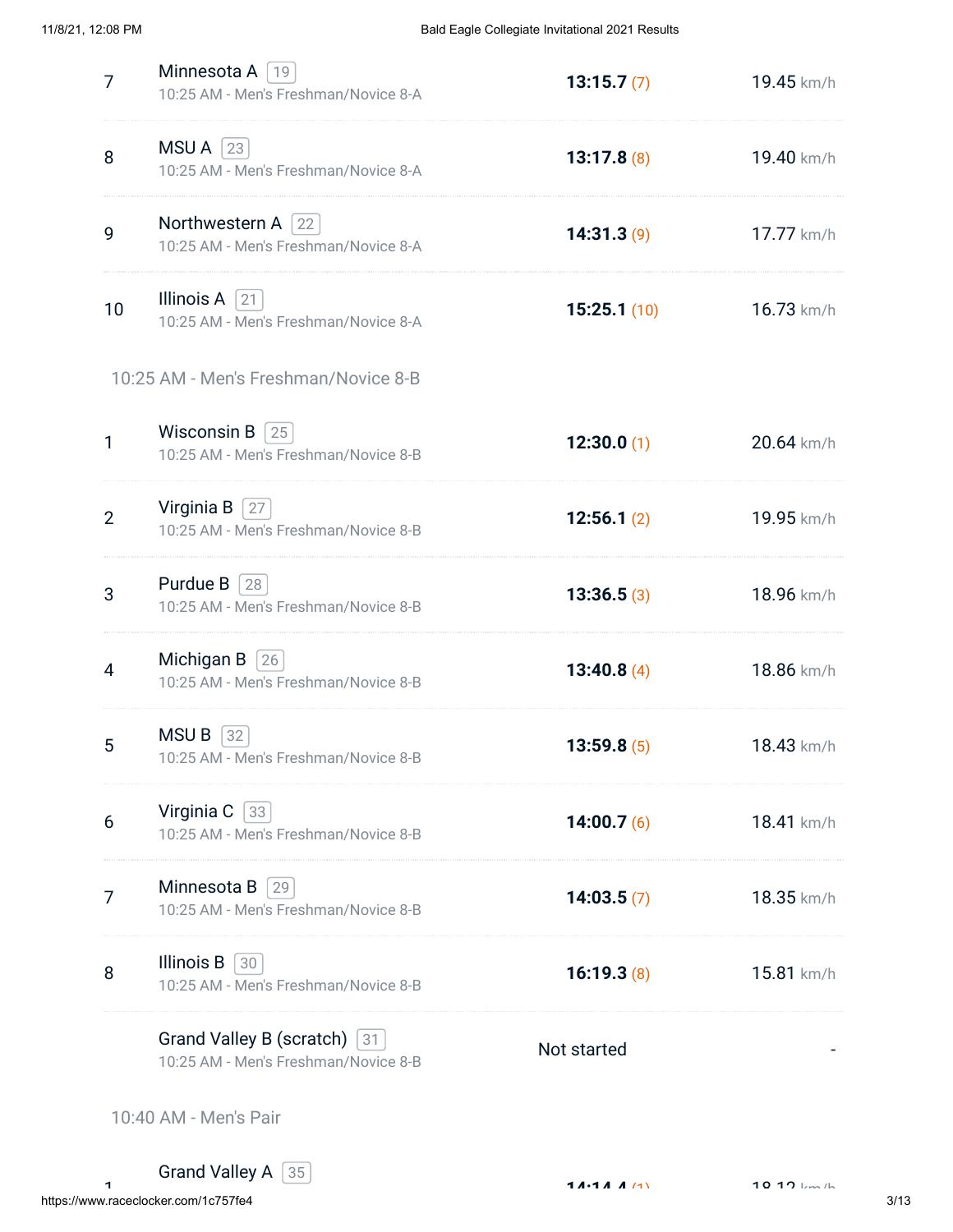| | | | |
|---|---|---|---|
| 7 | Minnesota A 19<br>10:25 AM - Men's Freshman/Novice 8-A | **13:15.7** (7) | 19.45 km/h |
| 8 | MSU A 23<br>10:25 AM - Men's Freshman/Novice 8-A | **13:17.8** (8) | 19.40 km/h |
| 9 | Northwestern A 22<br>10:25 AM - Men's Freshman/Novice 8-A | **14:31.3** (9) | 17.77 km/h |
| 10 | Illinois A 21<br>10:25 AM - Men's Freshman/Novice 8-A | **15:25.1** (10) | 16.73 km/h |

10:25 AM - Men's Freshman/Novice 8-B

| | | | |
|---|---|---|---|
| 1 | Wisconsin B 25<br>10:25 AM - Men's Freshman/Novice 8-B | **12:30.0** (1) | 20.64 km/h |
| 2 | Virginia B 27<br>10:25 AM - Men's Freshman/Novice 8-B | **12:56.1** (2) | 19.95 km/h |
| 3 | Purdue B 28<br>10:25 AM - Men's Freshman/Novice 8-B | **13:36.5** (3) | 18.96 km/h |
| 4 | Michigan B 26<br>10:25 AM - Men's Freshman/Novice 8-B | **13:40.8** (4) | 18.86 km/h |
| 5 | MSU B 32<br>10:25 AM - Men's Freshman/Novice 8-B | **13:59.8** (5) | 18.43 km/h |
| 6 | Virginia C 33<br>10:25 AM - Men's Freshman/Novice 8-B | **14:00.7** (6) | 18.41 km/h |
| 7 | Minnesota B 29<br>10:25 AM - Men's Freshman/Novice 8-B | **14:03.5** (7) | 18.35 km/h |
| 8 | Illinois B 30<br>10:25 AM - Men's Freshman/Novice 8-B | **16:19.3** (8) | 15.81 km/h |
| | Grand Valley B (scratch) 31<br>10:25 AM - Men's Freshman/Novice 8-B | Not started | - |

10:40 AM - Men's Pair

| | | | |
|---|---|---|---|
| 1 | Grand Valley A 35 | **14:14.4** (1) | 18.12 km/h |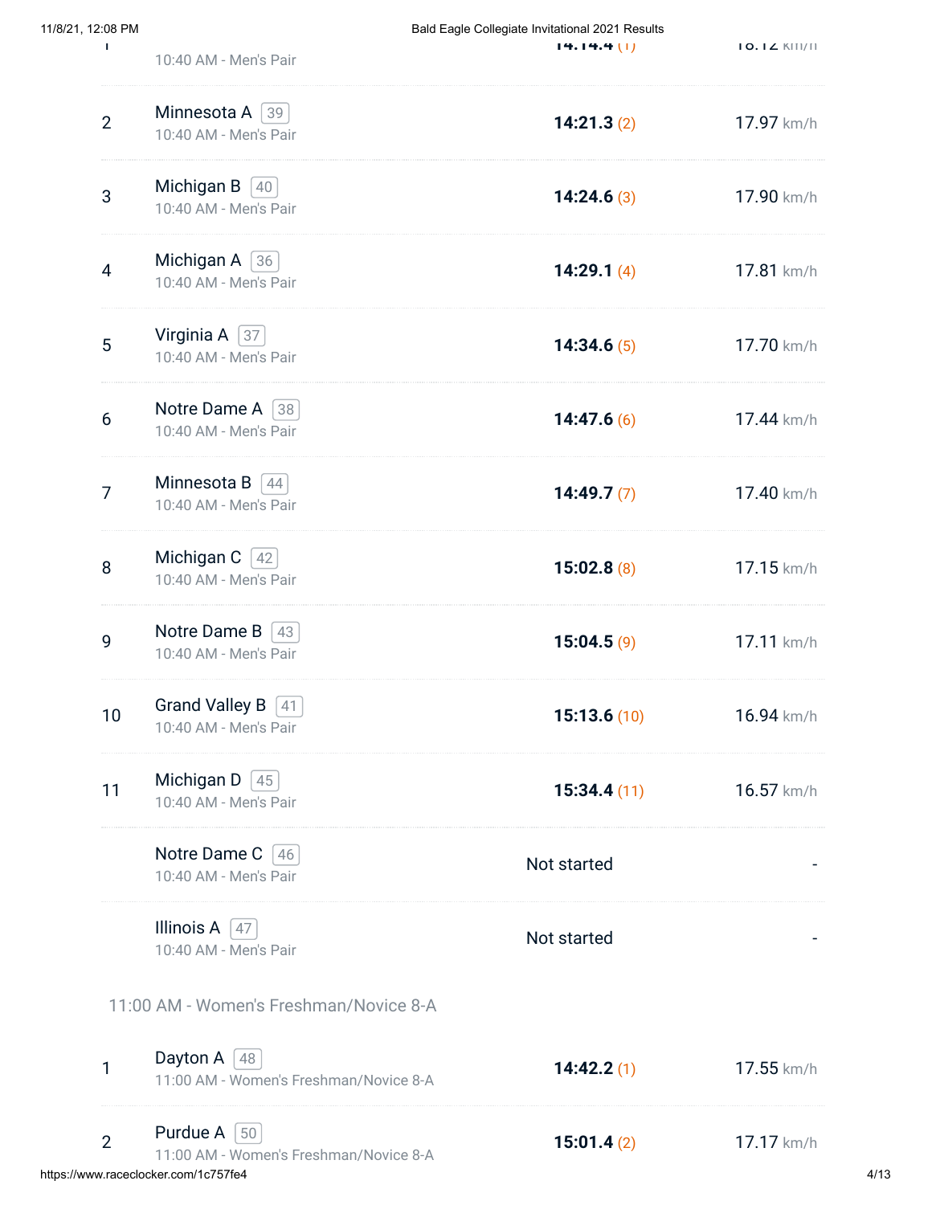| Place | Crew | Time | Speed |
|---|---|---|---|
| 1 | 10:40 AM - Men's Pair | 14:14.4 (1) | 18.12 km/h |
| 2 | Minnesota A [39] 10:40 AM - Men's Pair | **14:21.3** (2) | 17.97 km/h |
| 3 | Michigan B [40] 10:40 AM - Men's Pair | **14:24.6** (3) | 17.90 km/h |
| 4 | Michigan A [36] 10:40 AM - Men's Pair | **14:29.1** (4) | 17.81 km/h |
| 5 | Virginia A [37] 10:40 AM - Men's Pair | **14:34.6** (5) | 17.70 km/h |
| 6 | Notre Dame A [38] 10:40 AM - Men's Pair | **14:47.6** (6) | 17.44 km/h |
| 7 | Minnesota B [44] 10:40 AM - Men's Pair | **14:49.7** (7) | 17.40 km/h |
| 8 | Michigan C [42] 10:40 AM - Men's Pair | **15:02.8** (8) | 17.15 km/h |
| 9 | Notre Dame B [43] 10:40 AM - Men's Pair | **15:04.5** (9) | 17.11 km/h |
| 10 | Grand Valley B [41] 10:40 AM - Men's Pair | **15:13.6** (10) | 16.94 km/h |
| 11 | Michigan D [45] 10:40 AM - Men's Pair | **15:34.4** (11) | 16.57 km/h |
| | Notre Dame C [46] 10:40 AM - Men's Pair | Not started | - |
| | Illinois A [47] 10:40 AM - Men's Pair | Not started | - |

11:00 AM - Women's Freshman/Novice 8-A

| Place | Crew | Time | Speed |
|---|---|---|---|
| 1 | Dayton A [48] 11:00 AM - Women's Freshman/Novice 8-A | **14:42.2** (1) | 17.55 km/h |
| 2 | Purdue A [50] 11:00 AM - Women's Freshman/Novice 8-A | **15:01.4** (2) | 17.17 km/h |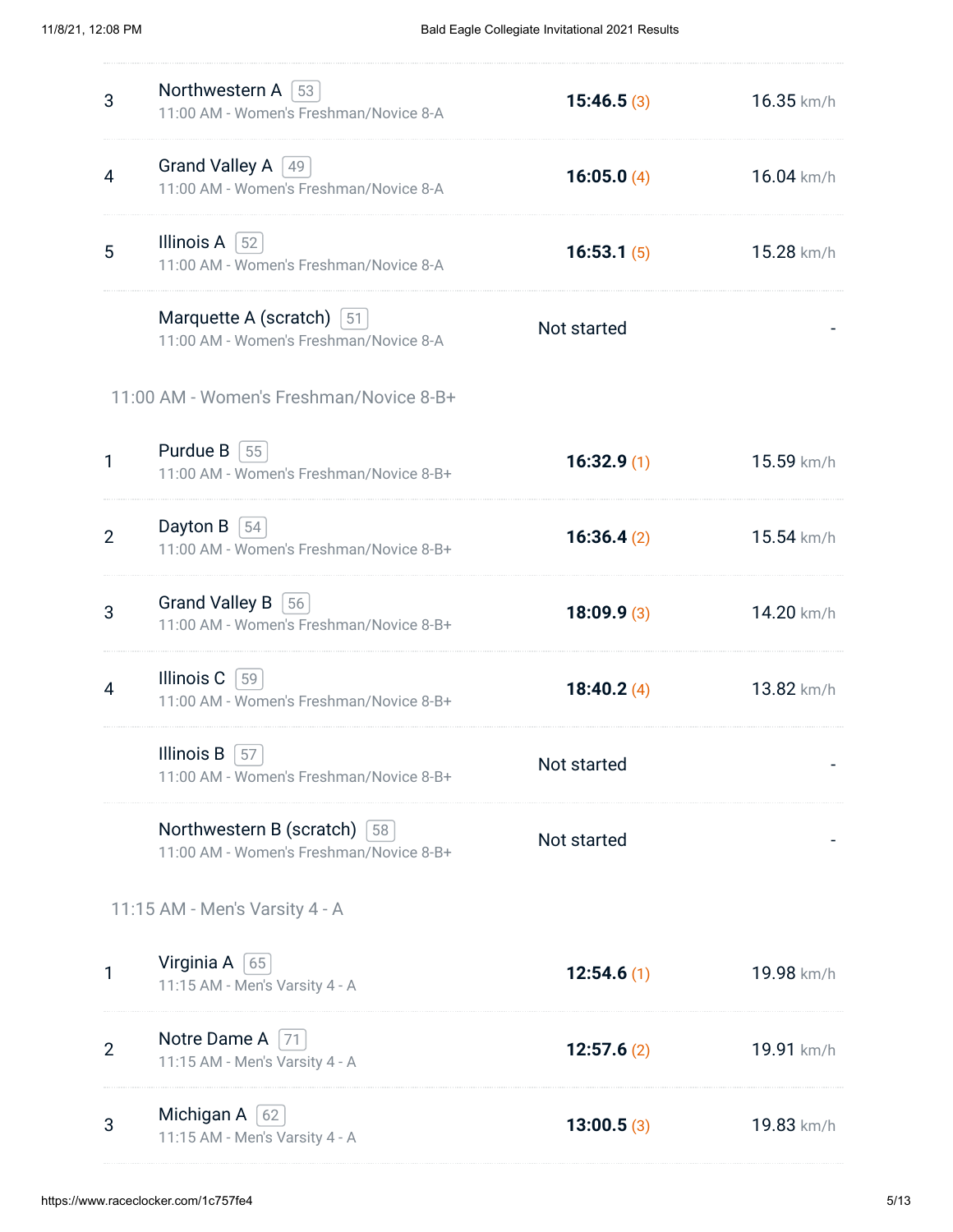| Place | Crew | Bow | Event | Time | Speed |
|---|---|---|---|---|---|
| 3 | Northwestern A | 53 | 11:00 AM - Women's Freshman/Novice 8-A | **15:46.5** (3) | 16.35 km/h |
| 4 | Grand Valley A | 49 | 11:00 AM - Women's Freshman/Novice 8-A | **16:05.0** (4) | 16.04 km/h |
| 5 | Illinois A | 52 | 11:00 AM - Women's Freshman/Novice 8-A | **16:53.1** (5) | 15.28 km/h |
| | Marquette A (scratch) | 51 | 11:00 AM - Women's Freshman/Novice 8-A | Not started | - |

## 11:00 AM - Women's Freshman/Novice 8-B+

| Place | Crew | Bow | Event | Time | Speed |
|---|---|---|---|---|---|
| 1 | Purdue B | 55 | 11:00 AM - Women's Freshman/Novice 8-B+ | **16:32.9** (1) | 15.59 km/h |
| 2 | Dayton B | 54 | 11:00 AM - Women's Freshman/Novice 8-B+ | **16:36.4** (2) | 15.54 km/h |
| 3 | Grand Valley B | 56 | 11:00 AM - Women's Freshman/Novice 8-B+ | **18:09.9** (3) | 14.20 km/h |
| 4 | Illinois C | 59 | 11:00 AM - Women's Freshman/Novice 8-B+ | **18:40.2** (4) | 13.82 km/h |
| | Illinois B | 57 | 11:00 AM - Women's Freshman/Novice 8-B+ | Not started | - |
| | Northwestern B (scratch) | 58 | 11:00 AM - Women's Freshman/Novice 8-B+ | Not started | - |

## 11:15 AM - Men's Varsity 4 - A

| Place | Crew | Bow | Event | Time | Speed |
|---|---|---|---|---|---|
| 1 | Virginia A | 65 | 11:15 AM - Men's Varsity 4 - A | **12:54.6** (1) | 19.98 km/h |
| 2 | Notre Dame A | 71 | 11:15 AM - Men's Varsity 4 - A | **12:57.6** (2) | 19.91 km/h |
| 3 | Michigan A | 62 | 11:15 AM - Men's Varsity 4 - A | **13:00.5** (3) | 19.83 km/h |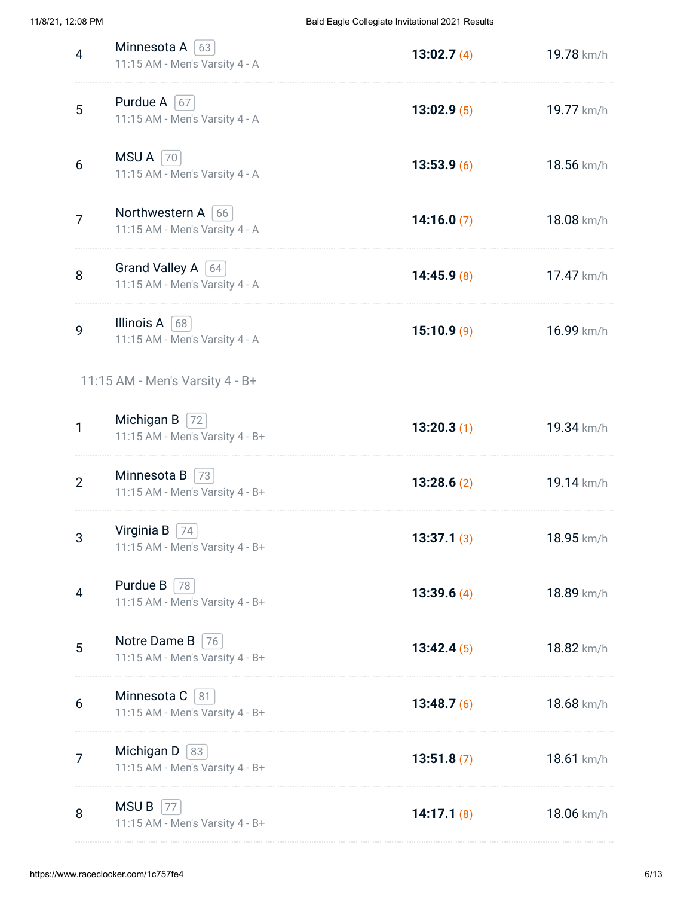| Place | Crew | Bow | Event | Time | Rank | Speed |
|---|---|---|---|---|---|---|
| 4 | Minnesota A | 63 | 11:15 AM - Men's Varsity 4 - A | **13:02.7** | (4) | 19.78 km/h |
| 5 | Purdue A | 67 | 11:15 AM - Men's Varsity 4 - A | **13:02.9** | (5) | 19.77 km/h |
| 6 | MSU A | 70 | 11:15 AM - Men's Varsity 4 - A | **13:53.9** | (6) | 18.56 km/h |
| 7 | Northwestern A | 66 | 11:15 AM - Men's Varsity 4 - A | **14:16.0** | (7) | 18.08 km/h |
| 8 | Grand Valley A | 64 | 11:15 AM - Men's Varsity 4 - A | **14:45.9** | (8) | 17.47 km/h |
| 9 | Illinois A | 68 | 11:15 AM - Men's Varsity 4 - A | **15:10.9** | (9) | 16.99 km/h |

## 11:15 AM - Men's Varsity 4 - B+

| Place | Crew | Bow | Event | Time | Rank | Speed |
|---|---|---|---|---|---|---|
| 1 | Michigan B | 72 | 11:15 AM - Men's Varsity 4 - B+ | **13:20.3** | (1) | 19.34 km/h |
| 2 | Minnesota B | 73 | 11:15 AM - Men's Varsity 4 - B+ | **13:28.6** | (2) | 19.14 km/h |
| 3 | Virginia B | 74 | 11:15 AM - Men's Varsity 4 - B+ | **13:37.1** | (3) | 18.95 km/h |
| 4 | Purdue B | 78 | 11:15 AM - Men's Varsity 4 - B+ | **13:39.6** | (4) | 18.89 km/h |
| 5 | Notre Dame B | 76 | 11:15 AM - Men's Varsity 4 - B+ | **13:42.4** | (5) | 18.82 km/h |
| 6 | Minnesota C | 81 | 11:15 AM - Men's Varsity 4 - B+ | **13:48.7** | (6) | 18.68 km/h |
| 7 | Michigan D | 83 | 11:15 AM - Men's Varsity 4 - B+ | **13:51.8** | (7) | 18.61 km/h |
| 8 | MSU B | 77 | 11:15 AM - Men's Varsity 4 - B+ | **14:17.1** | (8) | 18.06 km/h |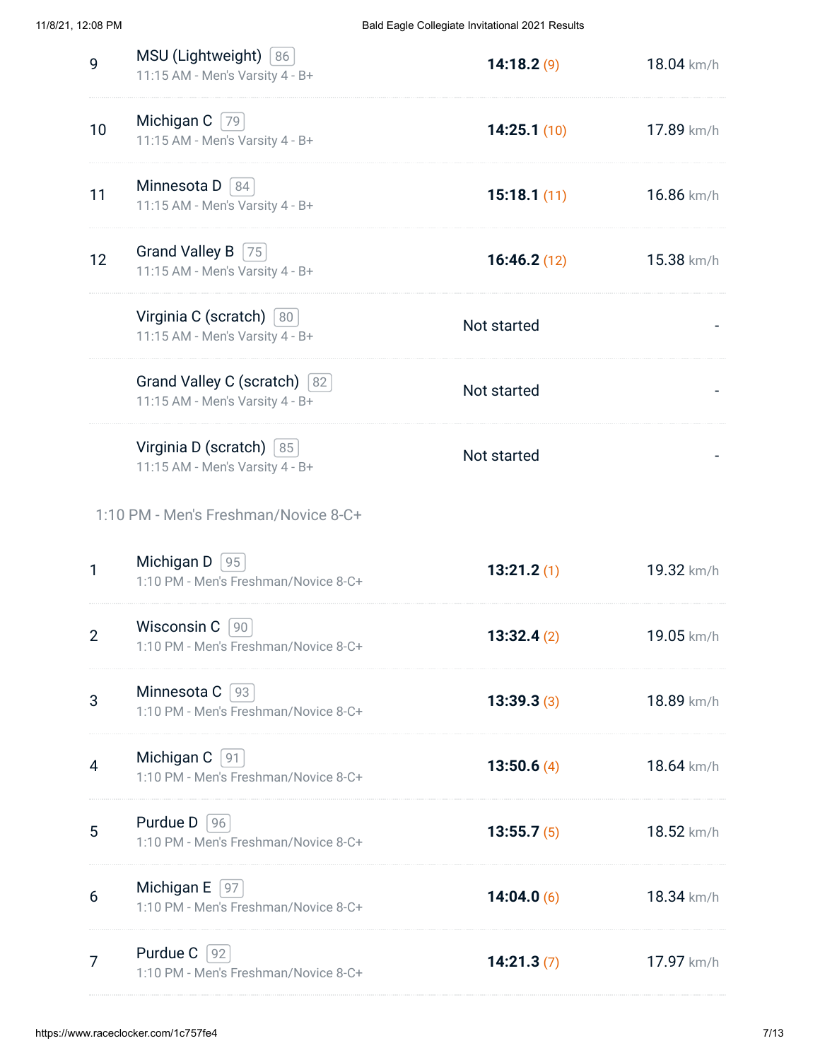| Place | Crew | Bow | Event | Time | Speed |
|---|---|---|---|---|---|
| 9 | MSU (Lightweight) | 86 | 11:15 AM - Men's Varsity 4 - B+ | **14:18.2** (9) | 18.04 km/h |
| 10 | Michigan C | 79 | 11:15 AM - Men's Varsity 4 - B+ | **14:25.1** (10) | 17.89 km/h |
| 11 | Minnesota D | 84 | 11:15 AM - Men's Varsity 4 - B+ | **15:18.1** (11) | 16.86 km/h |
| 12 | Grand Valley B | 75 | 11:15 AM - Men's Varsity 4 - B+ | **16:46.2** (12) | 15.38 km/h |
| | Virginia C (scratch) | 80 | 11:15 AM - Men's Varsity 4 - B+ | Not started | - |
| | Grand Valley C (scratch) | 82 | 11:15 AM - Men's Varsity 4 - B+ | Not started | - |
| | Virginia D (scratch) | 85 | 11:15 AM - Men's Varsity 4 - B+ | Not started | - |

## 1:10 PM - Men's Freshman/Novice 8-C+

| Place | Crew | Bow | Event | Time | Speed |
|---|---|---|---|---|---|
| 1 | Michigan D | 95 | 1:10 PM - Men's Freshman/Novice 8-C+ | **13:21.2** (1) | 19.32 km/h |
| 2 | Wisconsin C | 90 | 1:10 PM - Men's Freshman/Novice 8-C+ | **13:32.4** (2) | 19.05 km/h |
| 3 | Minnesota C | 93 | 1:10 PM - Men's Freshman/Novice 8-C+ | **13:39.3** (3) | 18.89 km/h |
| 4 | Michigan C | 91 | 1:10 PM - Men's Freshman/Novice 8-C+ | **13:50.6** (4) | 18.64 km/h |
| 5 | Purdue D | 96 | 1:10 PM - Men's Freshman/Novice 8-C+ | **13:55.7** (5) | 18.52 km/h |
| 6 | Michigan E | 97 | 1:10 PM - Men's Freshman/Novice 8-C+ | **14:04.0** (6) | 18.34 km/h |
| 7 | Purdue C | 92 | 1:10 PM - Men's Freshman/Novice 8-C+ | **14:21.3** (7) | 17.97 km/h |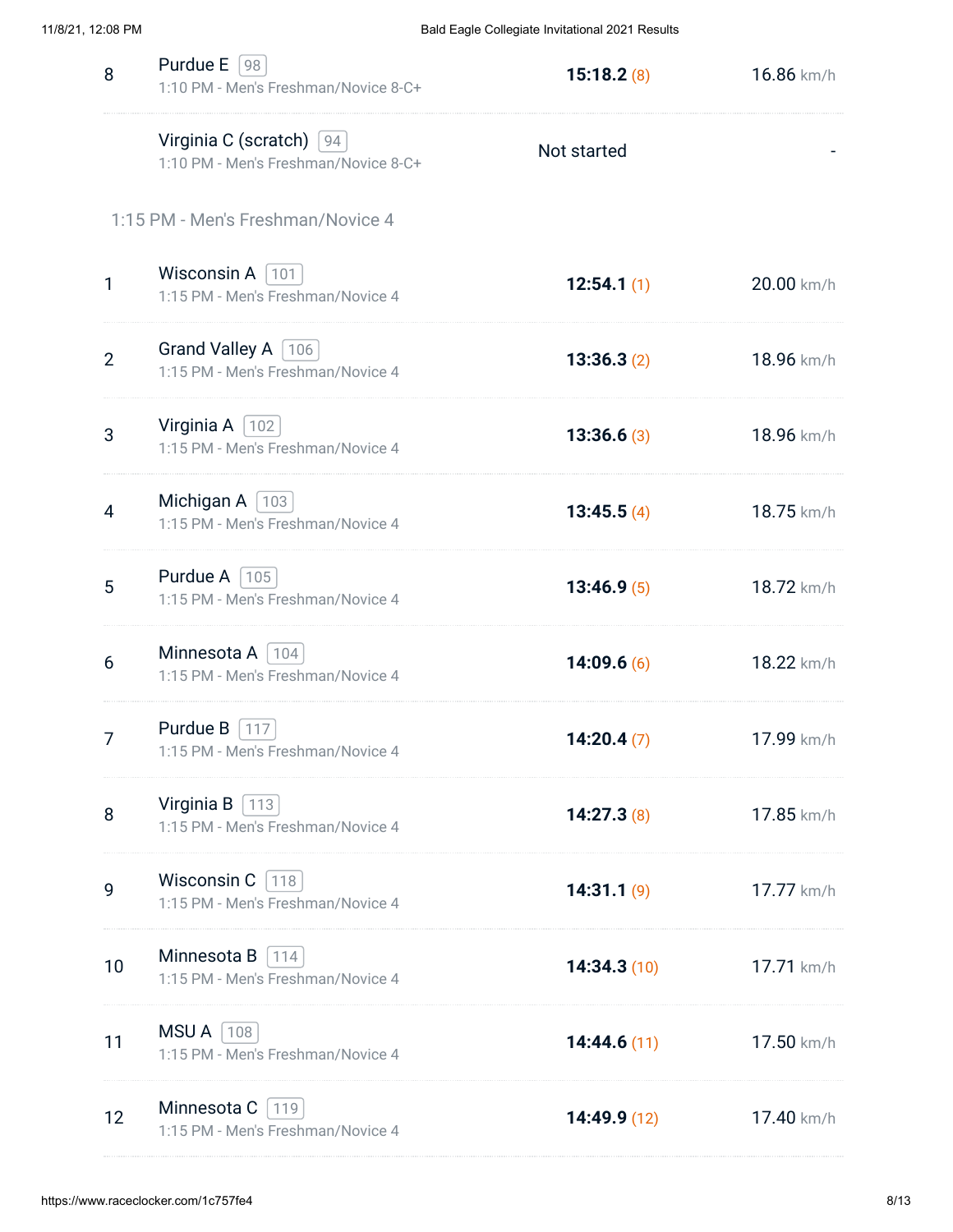| Place | Crew | Bow | Event | Time | Rank | Speed |
|---|---|---|---|---|---|---|
| 8 | Purdue E | 98 | 1:10 PM - Men's Freshman/Novice 8-C+ | **15:18.2** | (8) | 16.86 km/h |
| | Virginia C (scratch) | 94 | 1:10 PM - Men's Freshman/Novice 8-C+ | Not started | | - |

## 1:15 PM - Men's Freshman/Novice 4

| Place | Crew | Bow | Event | Time | Rank | Speed |
|---|---|---|---|---|---|---|
| 1 | Wisconsin A | 101 | 1:15 PM - Men's Freshman/Novice 4 | **12:54.1** | (1) | 20.00 km/h |
| 2 | Grand Valley A | 106 | 1:15 PM - Men's Freshman/Novice 4 | **13:36.3** | (2) | 18.96 km/h |
| 3 | Virginia A | 102 | 1:15 PM - Men's Freshman/Novice 4 | **13:36.6** | (3) | 18.96 km/h |
| 4 | Michigan A | 103 | 1:15 PM - Men's Freshman/Novice 4 | **13:45.5** | (4) | 18.75 km/h |
| 5 | Purdue A | 105 | 1:15 PM - Men's Freshman/Novice 4 | **13:46.9** | (5) | 18.72 km/h |
| 6 | Minnesota A | 104 | 1:15 PM - Men's Freshman/Novice 4 | **14:09.6** | (6) | 18.22 km/h |
| 7 | Purdue B | 117 | 1:15 PM - Men's Freshman/Novice 4 | **14:20.4** | (7) | 17.99 km/h |
| 8 | Virginia B | 113 | 1:15 PM - Men's Freshman/Novice 4 | **14:27.3** | (8) | 17.85 km/h |
| 9 | Wisconsin C | 118 | 1:15 PM - Men's Freshman/Novice 4 | **14:31.1** | (9) | 17.77 km/h |
| 10 | Minnesota B | 114 | 1:15 PM - Men's Freshman/Novice 4 | **14:34.3** | (10) | 17.71 km/h |
| 11 | MSU A | 108 | 1:15 PM - Men's Freshman/Novice 4 | **14:44.6** | (11) | 17.50 km/h |
| 12 | Minnesota C | 119 | 1:15 PM - Men's Freshman/Novice 4 | **14:49.9** | (12) | 17.40 km/h |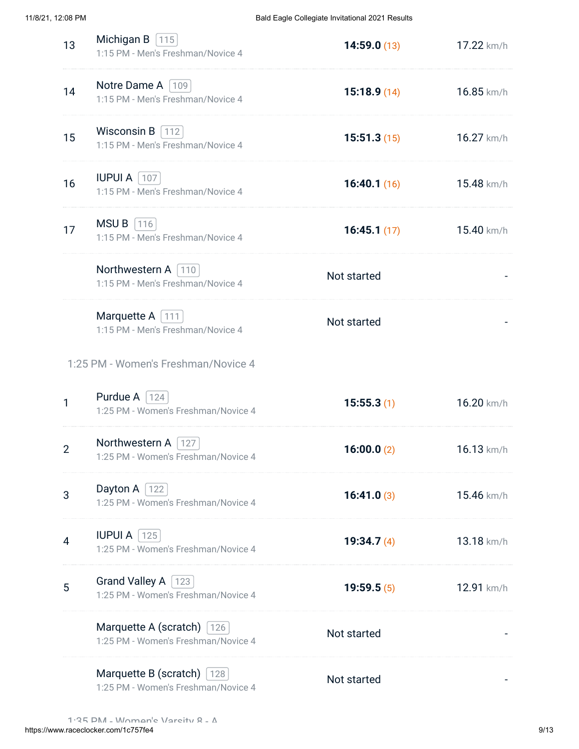| Place | Crew | Bow | Event | Time | Speed |
|---|---|---|---|---|---|
| 13 | Michigan B | 115 | 1:15 PM - Men's Freshman/Novice 4 | **14:59.0** (13) | 17.22 km/h |
| 14 | Notre Dame A | 109 | 1:15 PM - Men's Freshman/Novice 4 | **15:18.9** (14) | 16.85 km/h |
| 15 | Wisconsin B | 112 | 1:15 PM - Men's Freshman/Novice 4 | **15:51.3** (15) | 16.27 km/h |
| 16 | IUPUI A | 107 | 1:15 PM - Men's Freshman/Novice 4 | **16:40.1** (16) | 15.48 km/h |
| 17 | MSU B | 116 | 1:15 PM - Men's Freshman/Novice 4 | **16:45.1** (17) | 15.40 km/h |
| | Northwestern A | 110 | 1:15 PM - Men's Freshman/Novice 4 | Not started | - |
| | Marquette A | 111 | 1:15 PM - Men's Freshman/Novice 4 | Not started | - |

## 1:25 PM - Women's Freshman/Novice 4

| Place | Crew | Bow | Event | Time | Speed |
|---|---|---|---|---|---|
| 1 | Purdue A | 124 | 1:25 PM - Women's Freshman/Novice 4 | **15:55.3** (1) | 16.20 km/h |
| 2 | Northwestern A | 127 | 1:25 PM - Women's Freshman/Novice 4 | **16:00.0** (2) | 16.13 km/h |
| 3 | Dayton A | 122 | 1:25 PM - Women's Freshman/Novice 4 | **16:41.0** (3) | 15.46 km/h |
| 4 | IUPUI A | 125 | 1:25 PM - Women's Freshman/Novice 4 | **19:34.7** (4) | 13.18 km/h |
| 5 | Grand Valley A | 123 | 1:25 PM - Women's Freshman/Novice 4 | **19:59.5** (5) | 12.91 km/h |
| | Marquette A (scratch) | 126 | 1:25 PM - Women's Freshman/Novice 4 | Not started | - |
| | Marquette B (scratch) | 128 | 1:25 PM - Women's Freshman/Novice 4 | Not started | - |

## 1:35 PM - Women's Varsity 8 - A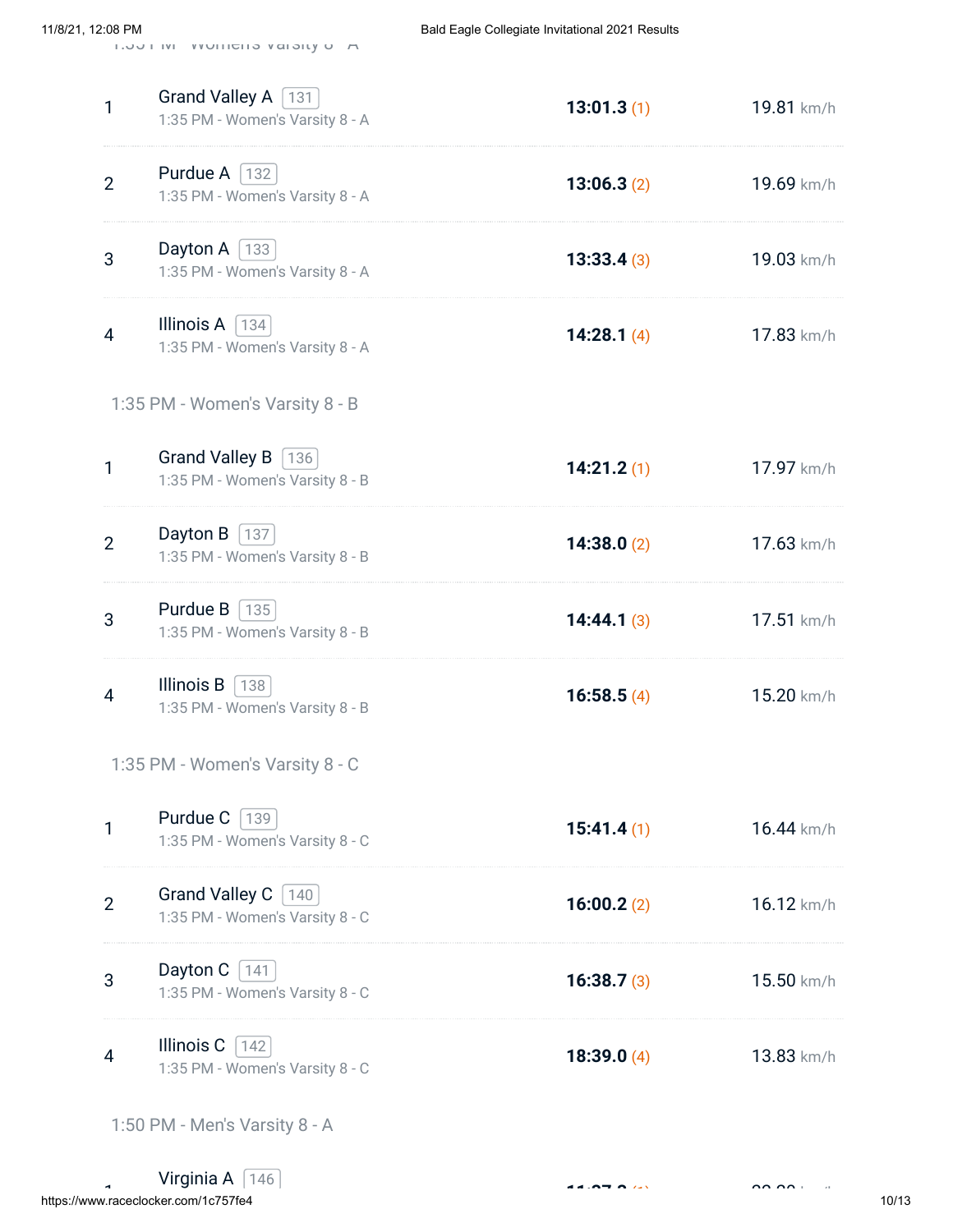| Place | Crew | Bow | Event | Time | Speed |
|---|---|---|---|---|---|
| 1 | Grand Valley A | 131 | 1:35 PM - Women's Varsity 8 - A | **13:01.3** (1) | 19.81 km/h |
| 2 | Purdue A | 132 | 1:35 PM - Women's Varsity 8 - A | **13:06.3** (2) | 19.69 km/h |
| 3 | Dayton A | 133 | 1:35 PM - Women's Varsity 8 - A | **13:33.4** (3) | 19.03 km/h |
| 4 | Illinois A | 134 | 1:35 PM - Women's Varsity 8 - A | **14:28.1** (4) | 17.83 km/h |

## 1:35 PM - Women's Varsity 8 - B

| Place | Crew | Bow | Event | Time | Speed |
|---|---|---|---|---|---|
| 1 | Grand Valley B | 136 | 1:35 PM - Women's Varsity 8 - B | **14:21.2** (1) | 17.97 km/h |
| 2 | Dayton B | 137 | 1:35 PM - Women's Varsity 8 - B | **14:38.0** (2) | 17.63 km/h |
| 3 | Purdue B | 135 | 1:35 PM - Women's Varsity 8 - B | **14:44.1** (3) | 17.51 km/h |
| 4 | Illinois B | 138 | 1:35 PM - Women's Varsity 8 - B | **16:58.5** (4) | 15.20 km/h |

## 1:35 PM - Women's Varsity 8 - C

| Place | Crew | Bow | Event | Time | Speed |
|---|---|---|---|---|---|
| 1 | Purdue C | 139 | 1:35 PM - Women's Varsity 8 - C | **15:41.4** (1) | 16.44 km/h |
| 2 | Grand Valley C | 140 | 1:35 PM - Women's Varsity 8 - C | **16:00.2** (2) | 16.12 km/h |
| 3 | Dayton C | 141 | 1:35 PM - Women's Varsity 8 - C | **16:38.7** (3) | 15.50 km/h |
| 4 | Illinois C | 142 | 1:35 PM - Women's Varsity 8 - C | **18:39.0** (4) | 13.83 km/h |

## 1:50 PM - Men's Varsity 8 - A

| Place | Crew | Bow | Event | Time | Speed |
|---|---|---|---|---|---|
| 1 | Virginia A | 146 | | | |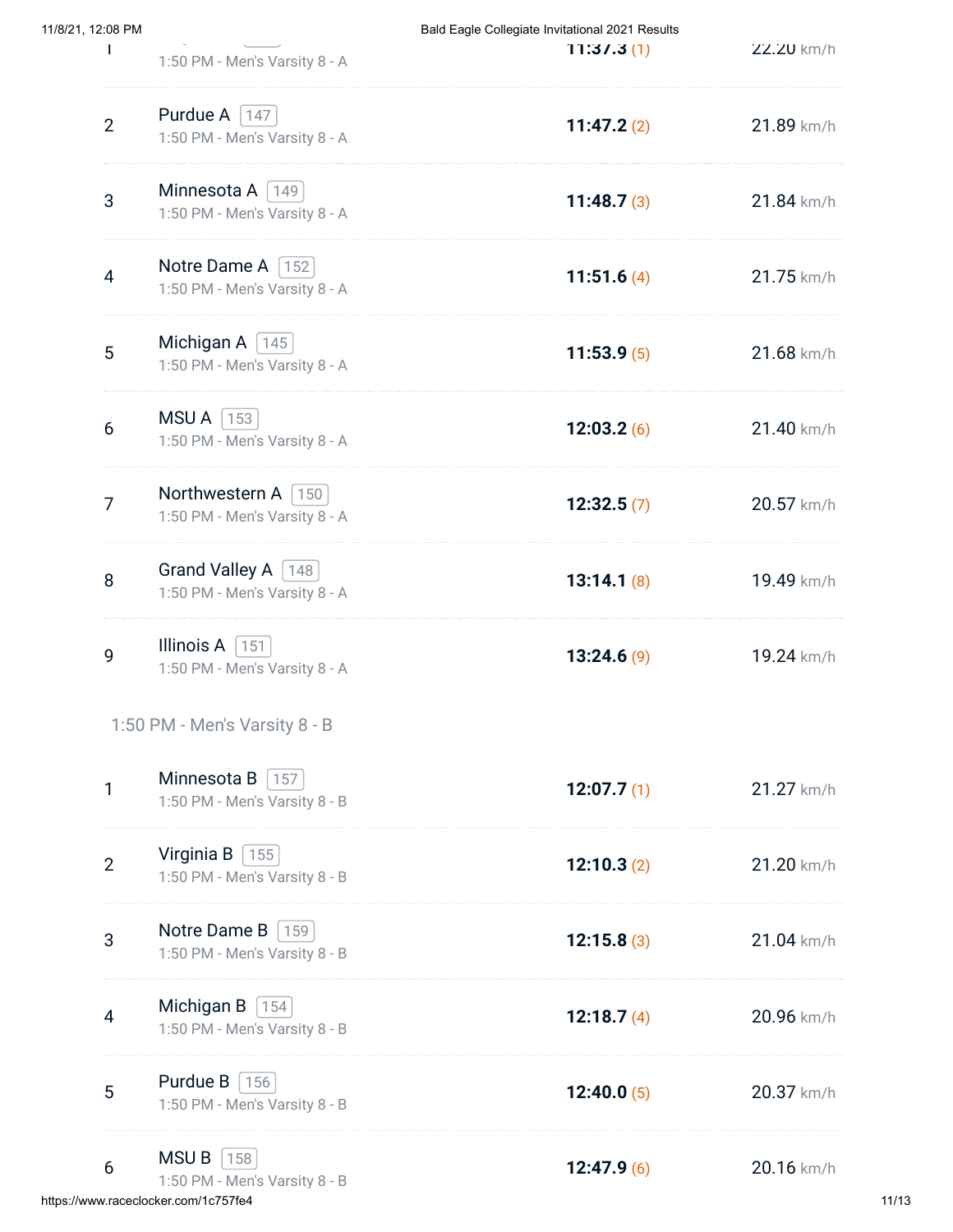| Place | Crew | Bow | Race | Time | Speed |
|---|---|---|---|---|---|
| 1 | | | 1:50 PM - Men's Varsity 8 - A | **11:37.3** (1) | 22.20 km/h |
| 2 | Purdue A | 147 | 1:50 PM - Men's Varsity 8 - A | **11:47.2** (2) | 21.89 km/h |
| 3 | Minnesota A | 149 | 1:50 PM - Men's Varsity 8 - A | **11:48.7** (3) | 21.84 km/h |
| 4 | Notre Dame A | 152 | 1:50 PM - Men's Varsity 8 - A | **11:51.6** (4) | 21.75 km/h |
| 5 | Michigan A | 145 | 1:50 PM - Men's Varsity 8 - A | **11:53.9** (5) | 21.68 km/h |
| 6 | MSU A | 153 | 1:50 PM - Men's Varsity 8 - A | **12:03.2** (6) | 21.40 km/h |
| 7 | Northwestern A | 150 | 1:50 PM - Men's Varsity 8 - A | **12:32.5** (7) | 20.57 km/h |
| 8 | Grand Valley A | 148 | 1:50 PM - Men's Varsity 8 - A | **13:14.1** (8) | 19.49 km/h |
| 9 | Illinois A | 151 | 1:50 PM - Men's Varsity 8 - A | **13:24.6** (9) | 19.24 km/h |

## 1:50 PM - Men's Varsity 8 - B

| Place | Crew | Bow | Race | Time | Speed |
|---|---|---|---|---|---|
| 1 | Minnesota B | 157 | 1:50 PM - Men's Varsity 8 - B | **12:07.7** (1) | 21.27 km/h |
| 2 | Virginia B | 155 | 1:50 PM - Men's Varsity 8 - B | **12:10.3** (2) | 21.20 km/h |
| 3 | Notre Dame B | 159 | 1:50 PM - Men's Varsity 8 - B | **12:15.8** (3) | 21.04 km/h |
| 4 | Michigan B | 154 | 1:50 PM - Men's Varsity 8 - B | **12:18.7** (4) | 20.96 km/h |
| 5 | Purdue B | 156 | 1:50 PM - Men's Varsity 8 - B | **12:40.0** (5) | 20.37 km/h |
| 6 | MSU B | 158 | 1:50 PM - Men's Varsity 8 - B | **12:47.9** (6) | 20.16 km/h |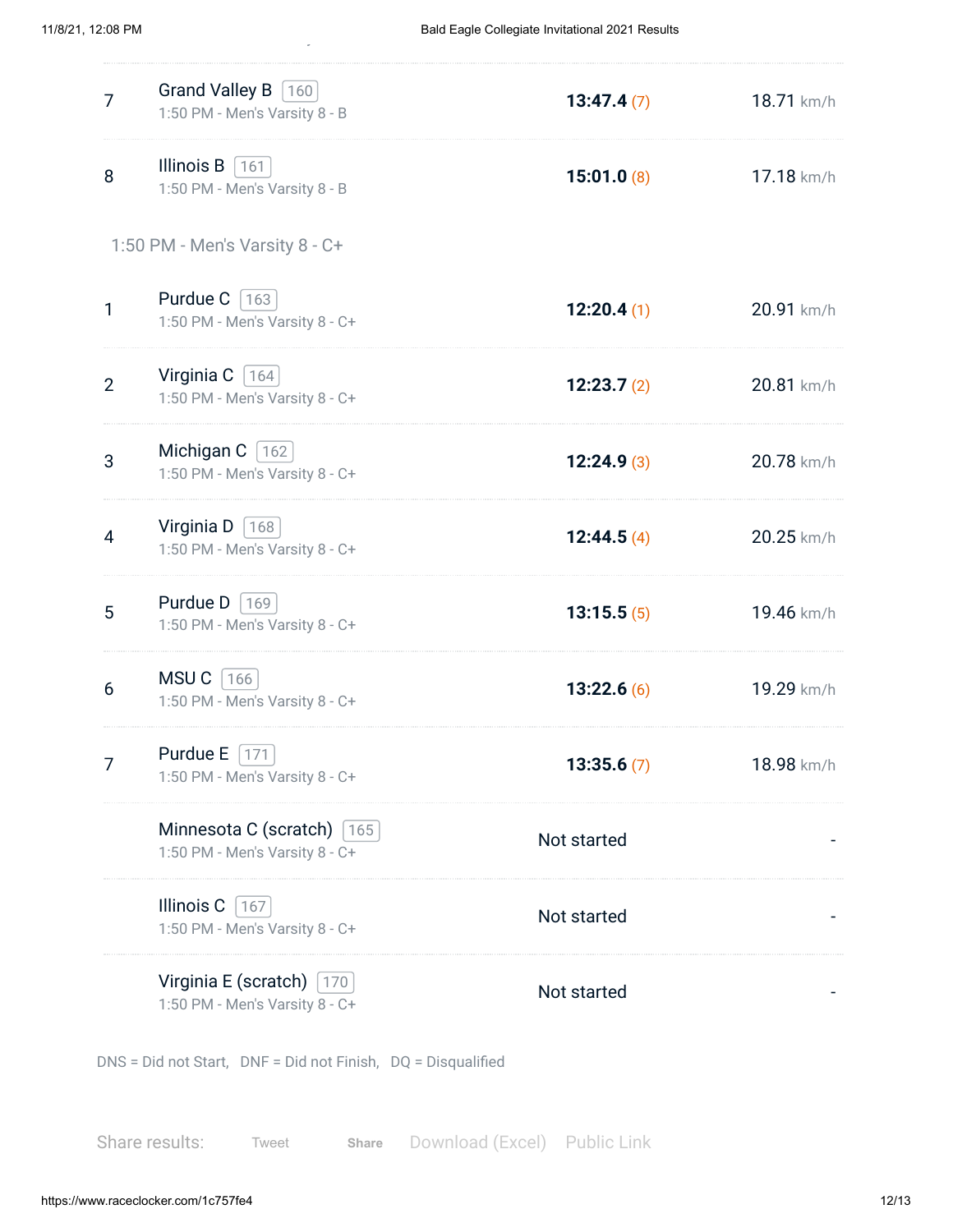| Place | Crew | Bib | Event | Time | Speed |
|---|---|---|---|---|---|
| 7 | Grand Valley B | 160 | 1:50 PM - Men's Varsity 8 - B | **13:47.4** (7) | 18.71 km/h |
| 8 | Illinois B | 161 | 1:50 PM - Men's Varsity 8 - B | **15:01.0** (8) | 17.18 km/h |

## 1:50 PM - Men's Varsity 8 - C+

| Place | Crew | Bib | Event | Time | Speed |
|---|---|---|---|---|---|
| 1 | Purdue C | 163 | 1:50 PM - Men's Varsity 8 - C+ | **12:20.4** (1) | 20.91 km/h |
| 2 | Virginia C | 164 | 1:50 PM - Men's Varsity 8 - C+ | **12:23.7** (2) | 20.81 km/h |
| 3 | Michigan C | 162 | 1:50 PM - Men's Varsity 8 - C+ | **12:24.9** (3) | 20.78 km/h |
| 4 | Virginia D | 168 | 1:50 PM - Men's Varsity 8 - C+ | **12:44.5** (4) | 20.25 km/h |
| 5 | Purdue D | 169 | 1:50 PM - Men's Varsity 8 - C+ | **13:15.5** (5) | 19.46 km/h |
| 6 | MSU C | 166 | 1:50 PM - Men's Varsity 8 - C+ | **13:22.6** (6) | 19.29 km/h |
| 7 | Purdue E | 171 | 1:50 PM - Men's Varsity 8 - C+ | **13:35.6** (7) | 18.98 km/h |
| | Minnesota C (scratch) | 165 | 1:50 PM - Men's Varsity 8 - C+ | Not started | - |
| | Illinois C | 167 | 1:50 PM - Men's Varsity 8 - C+ | Not started | - |
| | Virginia E (scratch) | 170 | 1:50 PM - Men's Varsity 8 - C+ | Not started | - |

DNS = Did not Start, DNF = Did not Finish, DQ = Disqualified

Share results: Tweet Share Download (Excel) Public Link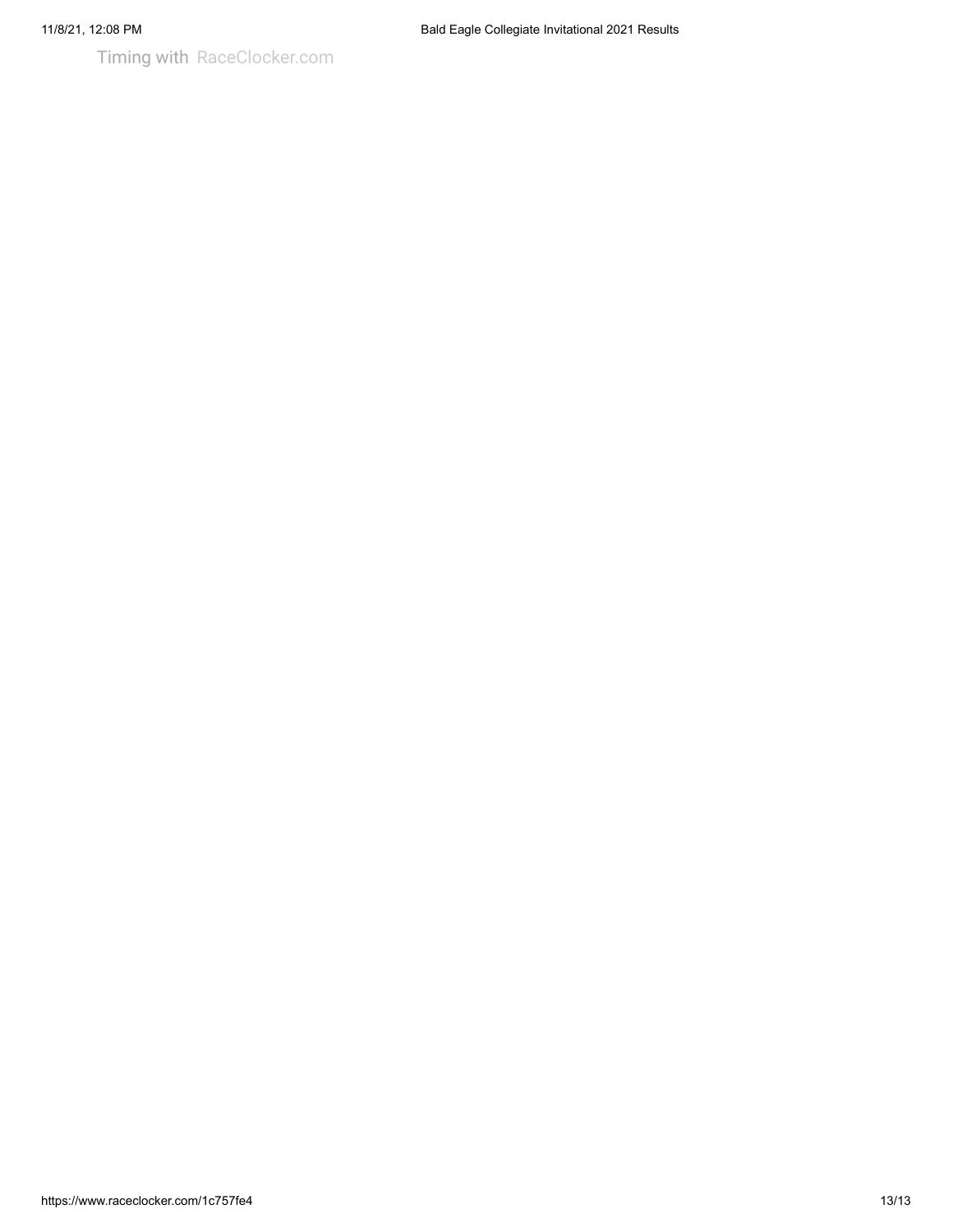Timing with RaceClocker.com